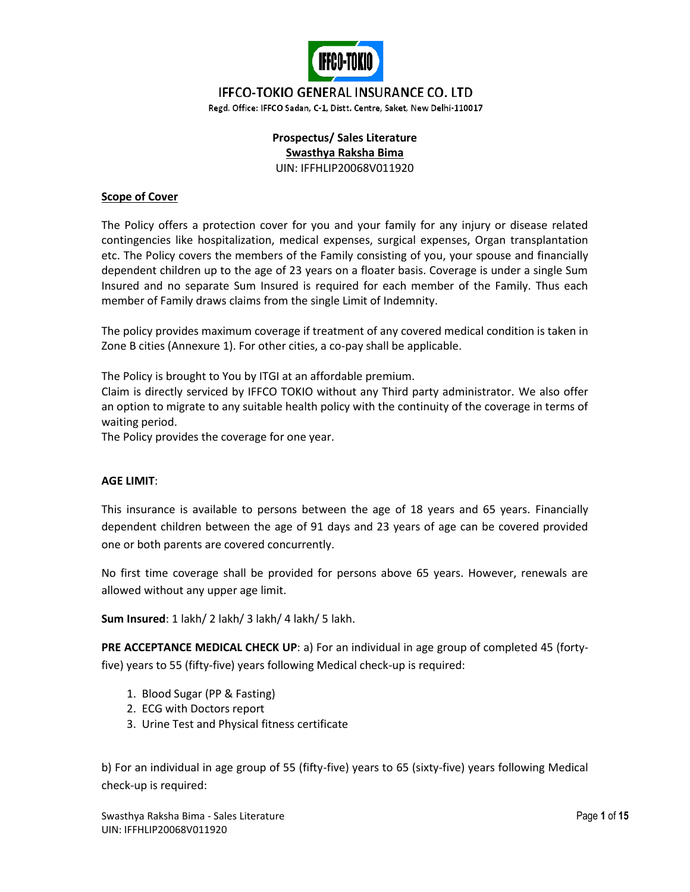# IFFCO-TOKIO GENERAL INSURANCE CO. LTD

Regd. Office: IFFCO Sadan, C-1, Distt. Centre, Saket, New Delhi-110017

**Prospectus/ Sales Literature**

**Swasthya Raksha Bima**

UIN: IFFHLIP20068V011920

## Scope of Cover

The Policy offers a protection cover for you and your family for any injury or disease related contingencies like hospitalization, medical expenses, surgical expenses, Organ transplantation etc. The Policy covers the members of the Family consisting of you, your spouse and financially dependent children up to the age of 23 years on a floater basis. Coverage is under a single Sum Insured and no separate Sum Insured is required for each member of the Family. Thus each member of Family draws claims from the single Limit of Indemnity.

The policy provides maximum coverage if treatment of any covered medical condition is taken in Zone B cities (Annexure 1). For other cities, a co-pay shall be applicable.

The Policy is brought to You by ITGI at an affordable premium.

Claim is directly serviced by IFFCO TOKIO without any Third party administrator. We also offer an option to migrate to any suitable health policy with the continuity of the coverage in terms of waiting period.

The Policy provides the coverage for one year.

**AGE LIMIT**:

This insurance is available to persons between the age of 18 years and 65 years. Financially dependent children between the age of 91 days and 23 years of age can be covered provided one or both parents are covered concurrently.

No first time coverage shall be provided for persons above 65 years. However, renewals are allowed without any upper age limit.

**Sum Insured**: 1 lakh/ 2 lakh/ 3 lakh/ 4 lakh/ 5 lakh.

**PRE ACCEPTANCE MEDICAL CHECK UP**: a) For an individual in age group of completed 45 (forty-five) years to 55 (fifty-five) years following Medical check-up is required:

1. Blood Sugar (PP & Fasting)
2. ECG with Doctors report
3. Urine Test and Physical fitness certificate

b) For an individual in age group of 55 (fifty-five) years to 65 (sixty-five) years following Medical check-up is required: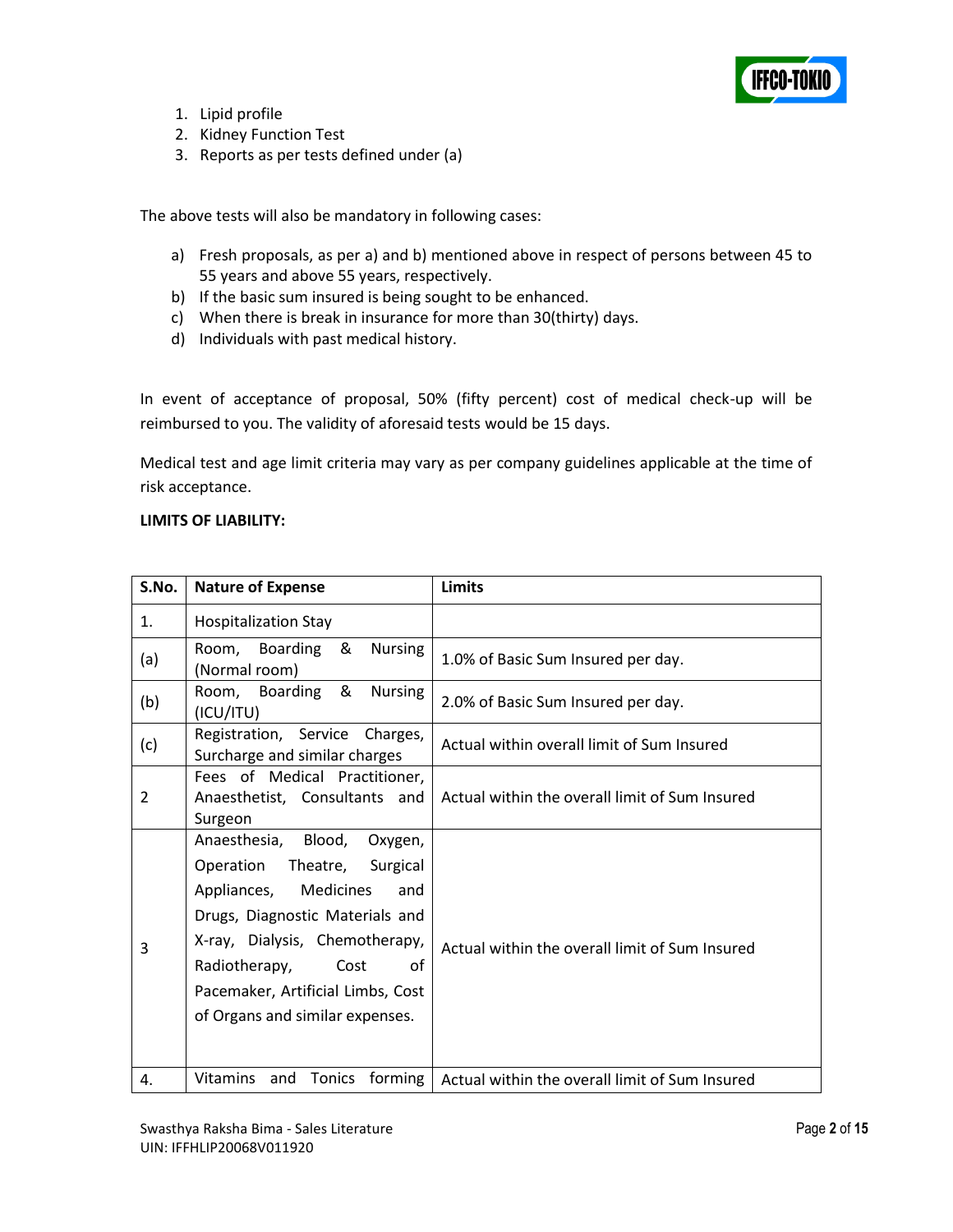1. Lipid profile
2. Kidney Function Test
3. Reports as per tests defined under (a)

The above tests will also be mandatory in following cases:

a) Fresh proposals, as per a) and b) mentioned above in respect of persons between 45 to 55 years and above 55 years, respectively.
b) If the basic sum insured is being sought to be enhanced.
c) When there is break in insurance for more than 30(thirty) days.
d) Individuals with past medical history.

In event of acceptance of proposal, 50% (fifty percent) cost of medical check-up will be reimbursed to you. The validity of aforesaid tests would be 15 days.

Medical test and age limit criteria may vary as per company guidelines applicable at the time of risk acceptance.

**LIMITS OF LIABILITY:**

| S.No. | Nature of Expense | Limits |
|---|---|---|
| 1. | Hospitalization Stay | |
| (a) | Room, Boarding & Nursing (Normal room) | 1.0% of Basic Sum Insured per day. |
| (b) | Room, Boarding & Nursing (ICU/ITU) | 2.0% of Basic Sum Insured per day. |
| (c) | Registration, Service Charges, Surcharge and similar charges | Actual within overall limit of Sum Insured |
| 2 | Fees of Medical Practitioner, Anaesthetist, Consultants and Surgeon | Actual within the overall limit of Sum Insured |
| 3 | Anaesthesia, Blood, Oxygen, Operation Theatre, Surgical Appliances, Medicines and Drugs, Diagnostic Materials and X-ray, Dialysis, Chemotherapy, Radiotherapy, Cost of Pacemaker, Artificial Limbs, Cost of Organs and similar expenses. | Actual within the overall limit of Sum Insured |
| 4. | Vitamins and Tonics forming | Actual within the overall limit of Sum Insured |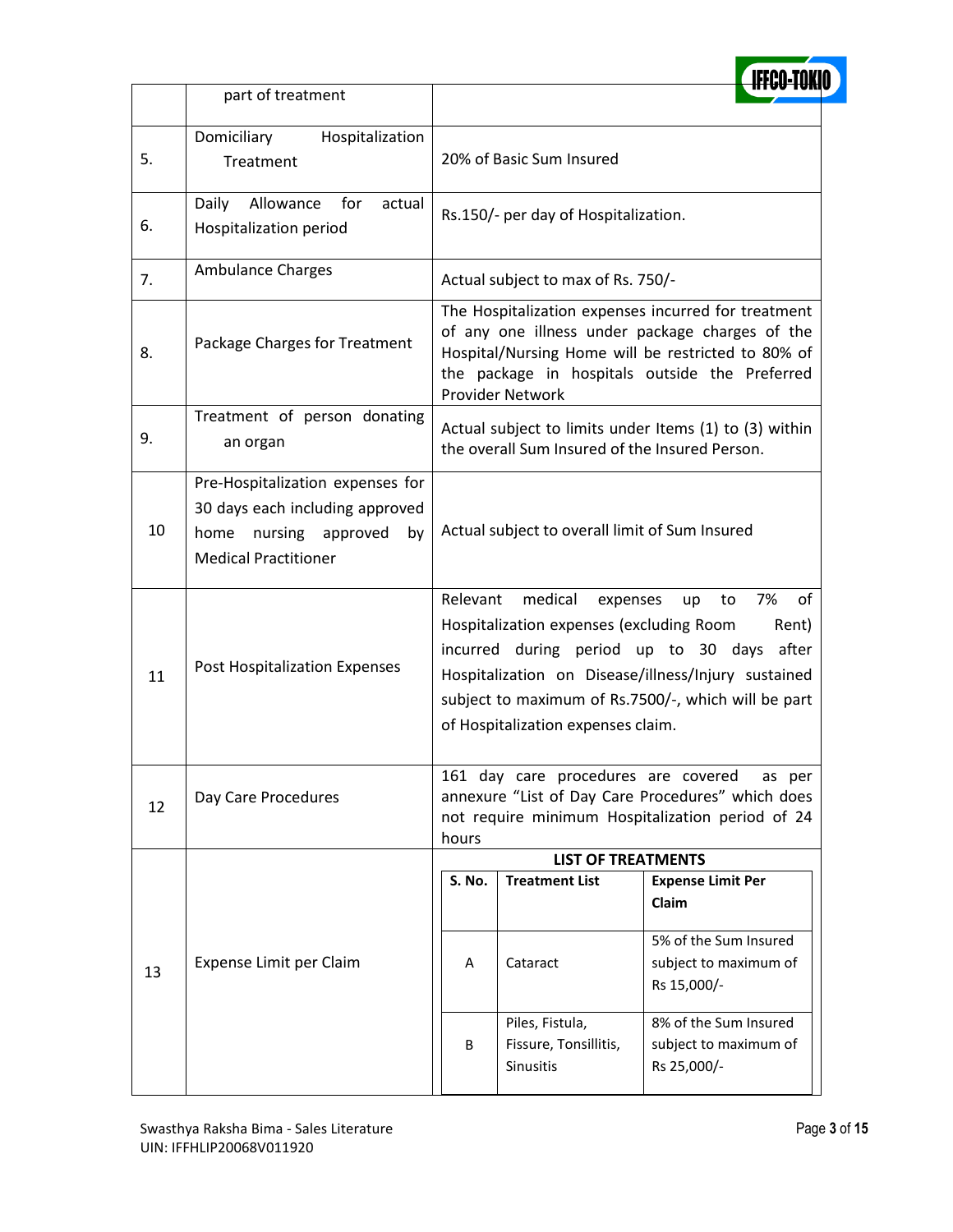|  |  |  |
|---|---|---|
|  | part of treatment |  |
| 5. | Domiciliary Hospitalization Treatment | 20% of Basic Sum Insured |
| 6. | Daily Allowance for actual Hospitalization period | Rs.150/- per day of Hospitalization. |
| 7. | Ambulance Charges | Actual subject to max of Rs. 750/- |
| 8. | Package Charges for Treatment | The Hospitalization expenses incurred for treatment of any one illness under package charges of the Hospital/Nursing Home will be restricted to 80% of the package in hospitals outside the Preferred Provider Network |
| 9. | Treatment of person donating an organ | Actual subject to limits under Items (1) to (3) within the overall Sum Insured of the Insured Person. |
| 10 | Pre-Hospitalization expenses for 30 days each including approved home nursing approved by Medical Practitioner | Actual subject to overall limit of Sum Insured |
| 11 | Post Hospitalization Expenses | Relevant medical expenses up to 7% of Hospitalization expenses (excluding Room Rent) incurred during period up to 30 days after Hospitalization on Disease/illness/Injury sustained subject to maximum of Rs.7500/-, which will be part of Hospitalization expenses claim. |
| 12 | Day Care Procedures | 161 day care procedures are covered as per annexure "List of Day Care Procedures" which does not require minimum Hospitalization period of 24 hours |
| 13 | Expense Limit per Claim | **LIST OF TREATMENTS**<br>**S. No.** / **Treatment List** / **Expense Limit Per Claim**<br>A / Cataract / 5% of the Sum Insured subject to maximum of Rs 15,000/-<br>B / Piles, Fistula, Fissure, Tonsillitis, Sinusitis / 8% of the Sum Insured subject to maximum of Rs 25,000/- |

**LIST OF TREATMENTS**

| S. No. | Treatment List | Expense Limit Per Claim |
|---|---|---|
| A | Cataract | 5% of the Sum Insured subject to maximum of Rs 15,000/- |
| B | Piles, Fistula, Fissure, Tonsillitis, Sinusitis | 8% of the Sum Insured subject to maximum of Rs 25,000/- |

Swasthya Raksha Bima - Sales Literature
UIN: IFFHLIP20068V011920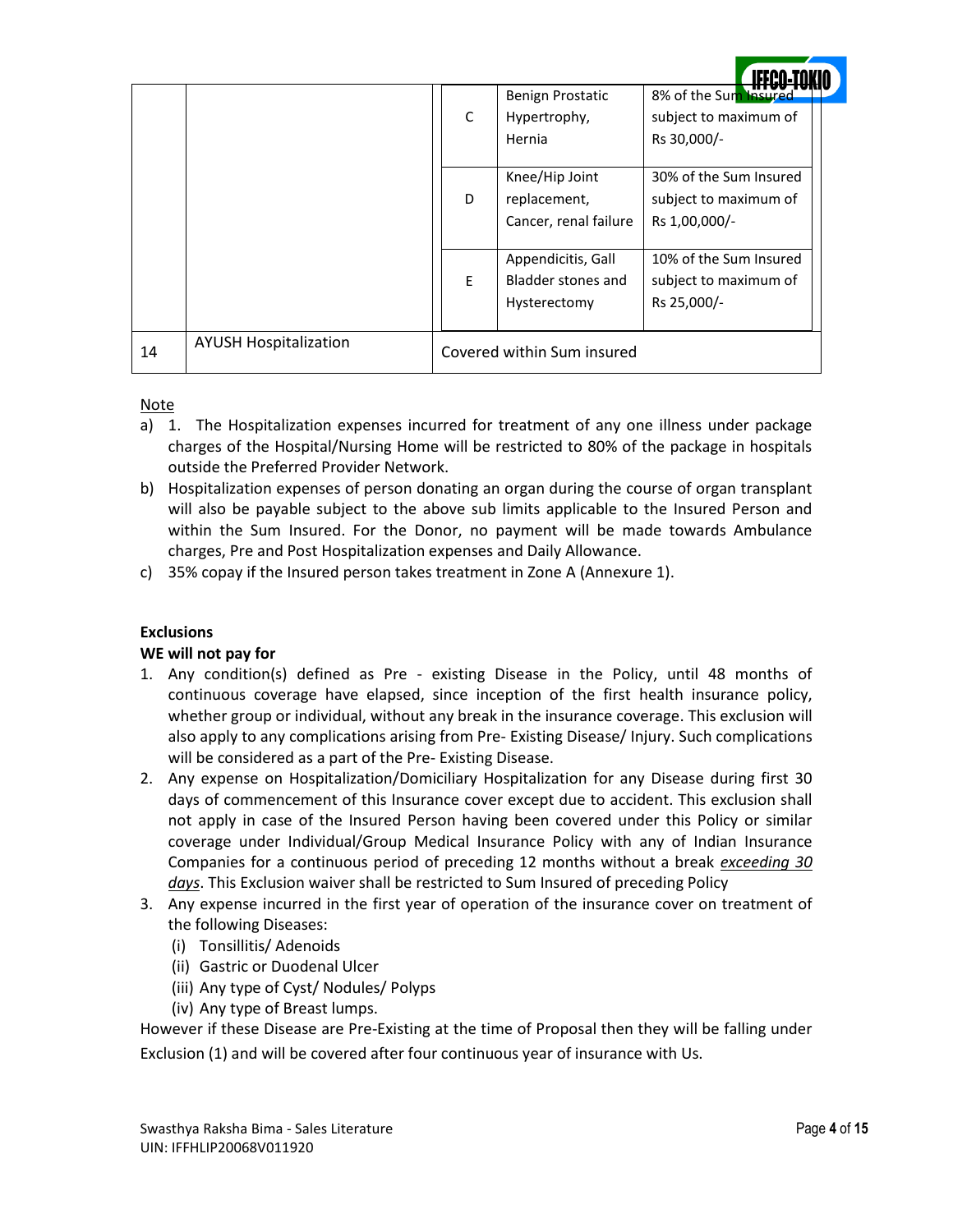| | | | | |
|---|---|---|---|---|
| | | C | Benign Prostatic Hypertrophy, Hernia | 8% of the Sum Insured subject to maximum of Rs 30,000/- |
| | | D | Knee/Hip Joint replacement, Cancer, renal failure | 30% of the Sum Insured subject to maximum of Rs 1,00,000/- |
| | | E | Appendicitis, Gall Bladder stones and Hysterectomy | 10% of the Sum Insured subject to maximum of Rs 25,000/- |
| 14 | AYUSH Hospitalization | Covered within Sum insured | | |

Note

a) 1. The Hospitalization expenses incurred for treatment of any one illness under package charges of the Hospital/Nursing Home will be restricted to 80% of the package in hospitals outside the Preferred Provider Network.

b) Hospitalization expenses of person donating an organ during the course of organ transplant will also be payable subject to the above sub limits applicable to the Insured Person and within the Sum Insured. For the Donor, no payment will be made towards Ambulance charges, Pre and Post Hospitalization expenses and Daily Allowance.

c) 35% copay if the Insured person takes treatment in Zone A (Annexure 1).

**Exclusions**

**WE will not pay for**

1. Any condition(s) defined as Pre - existing Disease in the Policy, until 48 months of continuous coverage have elapsed, since inception of the first health insurance policy, whether group or individual, without any break in the insurance coverage. This exclusion will also apply to any complications arising from Pre- Existing Disease/ Injury. Such complications will be considered as a part of the Pre- Existing Disease.
2. Any expense on Hospitalization/Domiciliary Hospitalization for any Disease during first 30 days of commencement of this Insurance cover except due to accident. This exclusion shall not apply in case of the Insured Person having been covered under this Policy or similar coverage under Individual/Group Medical Insurance Policy with any of Indian Insurance Companies for a continuous period of preceding 12 months without a break *exceeding 30 days*. This Exclusion waiver shall be restricted to Sum Insured of preceding Policy
3. Any expense incurred in the first year of operation of the insurance cover on treatment of the following Diseases:
   (i) Tonsillitis/ Adenoids
   (ii) Gastric or Duodenal Ulcer
   (iii) Any type of Cyst/ Nodules/ Polyps
   (iv) Any type of Breast lumps.

However if these Disease are Pre-Existing at the time of Proposal then they will be falling under Exclusion (1) and will be covered after four continuous year of insurance with Us.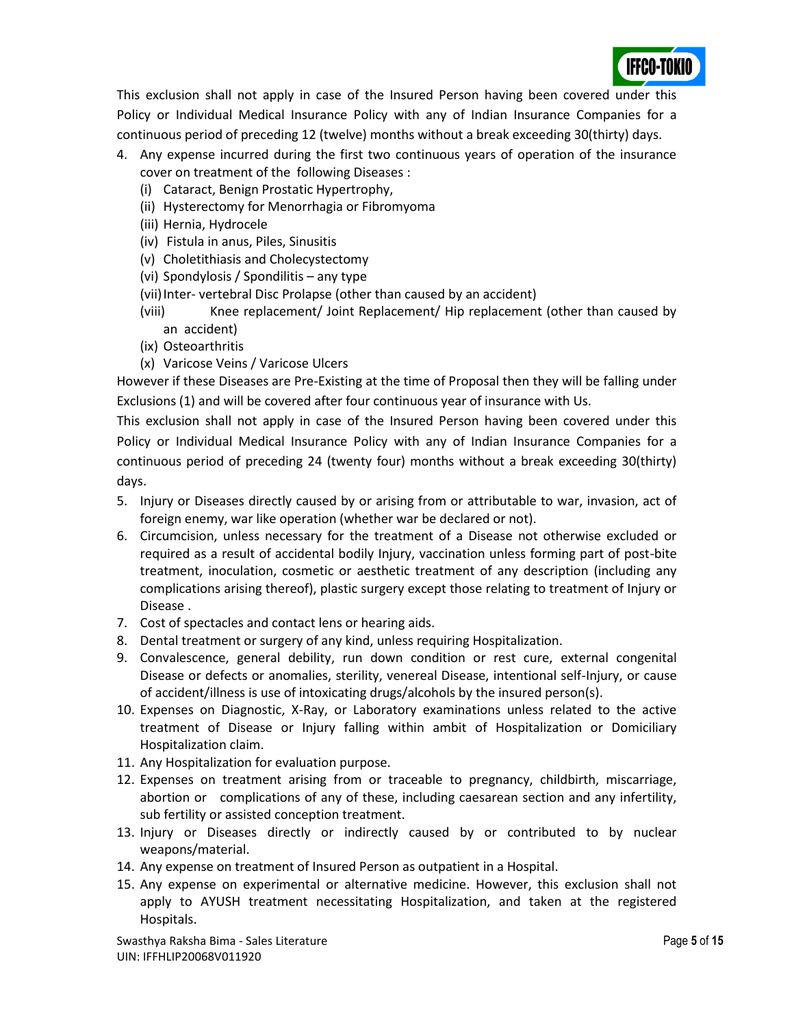This exclusion shall not apply in case of the Insured Person having been covered under this Policy or Individual Medical Insurance Policy with any of Indian Insurance Companies for a continuous period of preceding 12 (twelve) months without a break exceeding 30(thirty) days.

4. Any expense incurred during the first two continuous years of operation of the insurance cover on treatment of the following Diseases :
   - (i) Cataract, Benign Prostatic Hypertrophy,
   - (ii) Hysterectomy for Menorrhagia or Fibromyoma
   - (iii) Hernia, Hydrocele
   - (iv) Fistula in anus, Piles, Sinusitis
   - (v) Choletithiasis and Cholecystectomy
   - (vi) Spondylosis / Spondilitis – any type
   - (vii) Inter- vertebral Disc Prolapse (other than caused by an accident)
   - (viii) Knee replacement/ Joint Replacement/ Hip replacement (other than caused by an accident)
   - (ix) Osteoarthritis
   - (x) Varicose Veins / Varicose Ulcers

However if these Diseases are Pre-Existing at the time of Proposal then they will be falling under Exclusions (1) and will be covered after four continuous year of insurance with Us.

This exclusion shall not apply in case of the Insured Person having been covered under this Policy or Individual Medical Insurance Policy with any of Indian Insurance Companies for a continuous period of preceding 24 (twenty four) months without a break exceeding 30(thirty) days.

5. Injury or Diseases directly caused by or arising from or attributable to war, invasion, act of foreign enemy, war like operation (whether war be declared or not).
6. Circumcision, unless necessary for the treatment of a Disease not otherwise excluded or required as a result of accidental bodily Injury, vaccination unless forming part of post-bite treatment, inoculation, cosmetic or aesthetic treatment of any description (including any complications arising thereof), plastic surgery except those relating to treatment of Injury or Disease .
7. Cost of spectacles and contact lens or hearing aids.
8. Dental treatment or surgery of any kind, unless requiring Hospitalization.
9. Convalescence, general debility, run down condition or rest cure, external congenital Disease or defects or anomalies, sterility, venereal Disease, intentional self-Injury, or cause of accident/illness is use of intoxicating drugs/alcohols by the insured person(s).
10. Expenses on Diagnostic, X-Ray, or Laboratory examinations unless related to the active treatment of Disease or Injury falling within ambit of Hospitalization or Domiciliary Hospitalization claim.
11. Any Hospitalization for evaluation purpose.
12. Expenses on treatment arising from or traceable to pregnancy, childbirth, miscarriage, abortion or complications of any of these, including caesarean section and any infertility, sub fertility or assisted conception treatment.
13. Injury or Diseases directly or indirectly caused by or contributed to by nuclear weapons/material.
14. Any expense on treatment of Insured Person as outpatient in a Hospital.
15. Any expense on experimental or alternative medicine. However, this exclusion shall not apply to AYUSH treatment necessitating Hospitalization, and taken at the registered Hospitals.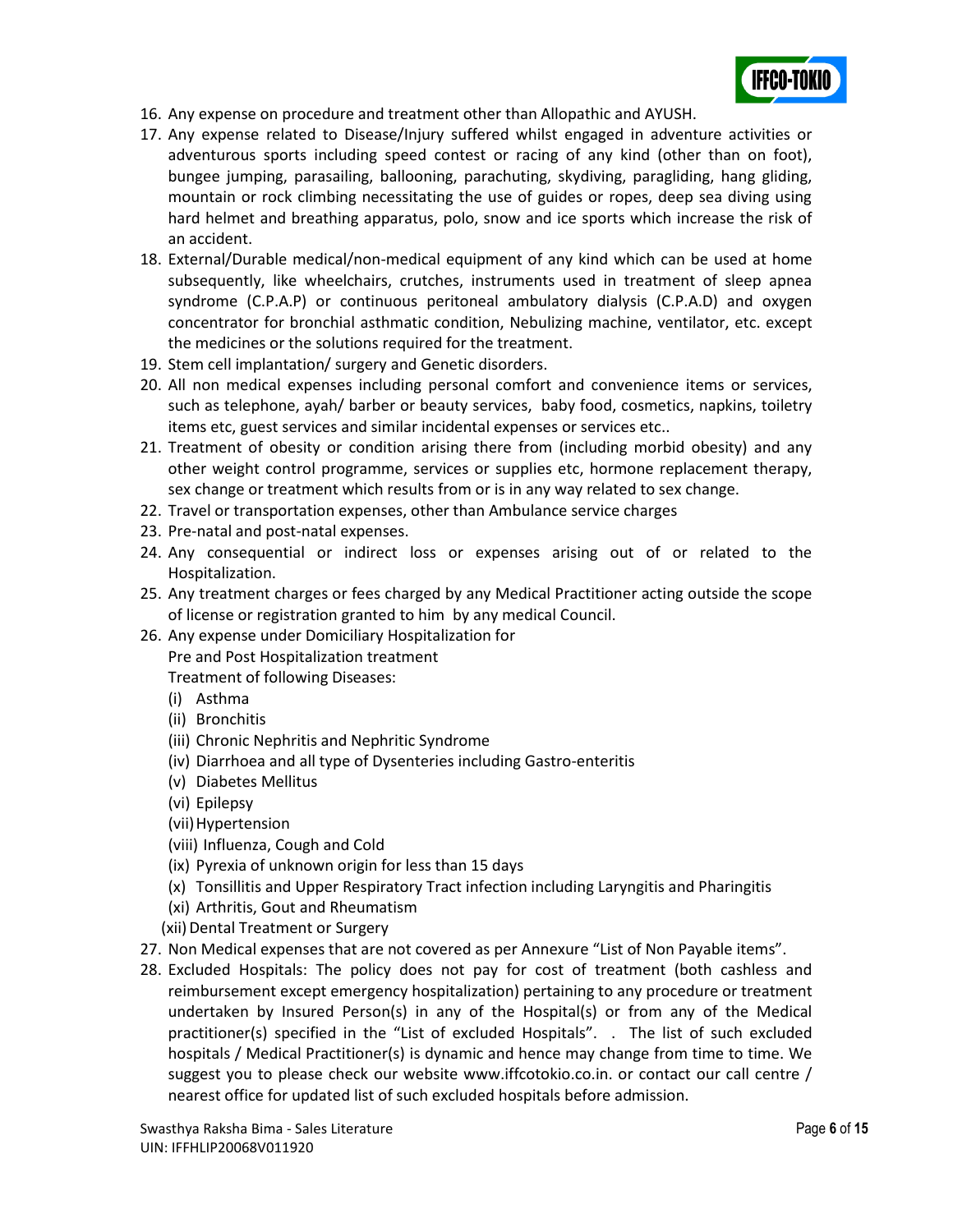16. Any expense on procedure and treatment other than Allopathic and AYUSH.
17. Any expense related to Disease/Injury suffered whilst engaged in adventure activities or adventurous sports including speed contest or racing of any kind (other than on foot), bungee jumping, parasailing, ballooning, parachuting, skydiving, paragliding, hang gliding, mountain or rock climbing necessitating the use of guides or ropes, deep sea diving using hard helmet and breathing apparatus, polo, snow and ice sports which increase the risk of an accident.
18. External/Durable medical/non-medical equipment of any kind which can be used at home subsequently, like wheelchairs, crutches, instruments used in treatment of sleep apnea syndrome (C.P.A.P) or continuous peritoneal ambulatory dialysis (C.P.A.D) and oxygen concentrator for bronchial asthmatic condition, Nebulizing machine, ventilator, etc. except the medicines or the solutions required for the treatment.
19. Stem cell implantation/ surgery and Genetic disorders.
20. All non medical expenses including personal comfort and convenience items or services, such as telephone, ayah/ barber or beauty services, baby food, cosmetics, napkins, toiletry items etc, guest services and similar incidental expenses or services etc..
21. Treatment of obesity or condition arising there from (including morbid obesity) and any other weight control programme, services or supplies etc, hormone replacement therapy, sex change or treatment which results from or is in any way related to sex change.
22. Travel or transportation expenses, other than Ambulance service charges
23. Pre-natal and post-natal expenses.
24. Any consequential or indirect loss or expenses arising out of or related to the Hospitalization.
25. Any treatment charges or fees charged by any Medical Practitioner acting outside the scope of license or registration granted to him by any medical Council.
26. Any expense under Domiciliary Hospitalization for
    Pre and Post Hospitalization treatment
    Treatment of following Diseases:
    (i) Asthma
    (ii) Bronchitis
    (iii) Chronic Nephritis and Nephritic Syndrome
    (iv) Diarrhoea and all type of Dysenteries including Gastro-enteritis
    (v) Diabetes Mellitus
    (vi) Epilepsy
    (vii) Hypertension
    (viii) Influenza, Cough and Cold
    (ix) Pyrexia of unknown origin for less than 15 days
    (x) Tonsillitis and Upper Respiratory Tract infection including Laryngitis and Pharingitis
    (xi) Arthritis, Gout and Rheumatism
    (xii) Dental Treatment or Surgery
27. Non Medical expenses that are not covered as per Annexure "List of Non Payable items".
28. Excluded Hospitals: The policy does not pay for cost of treatment (both cashless and reimbursement except emergency hospitalization) pertaining to any procedure or treatment undertaken by Insured Person(s) in any of the Hospital(s) or from any of the Medical practitioner(s) specified in the "List of excluded Hospitals". . The list of such excluded hospitals / Medical Practitioner(s) is dynamic and hence may change from time to time. We suggest you to please check our website www.iffcotokio.co.in. or contact our call centre / nearest office for updated list of such excluded hospitals before admission.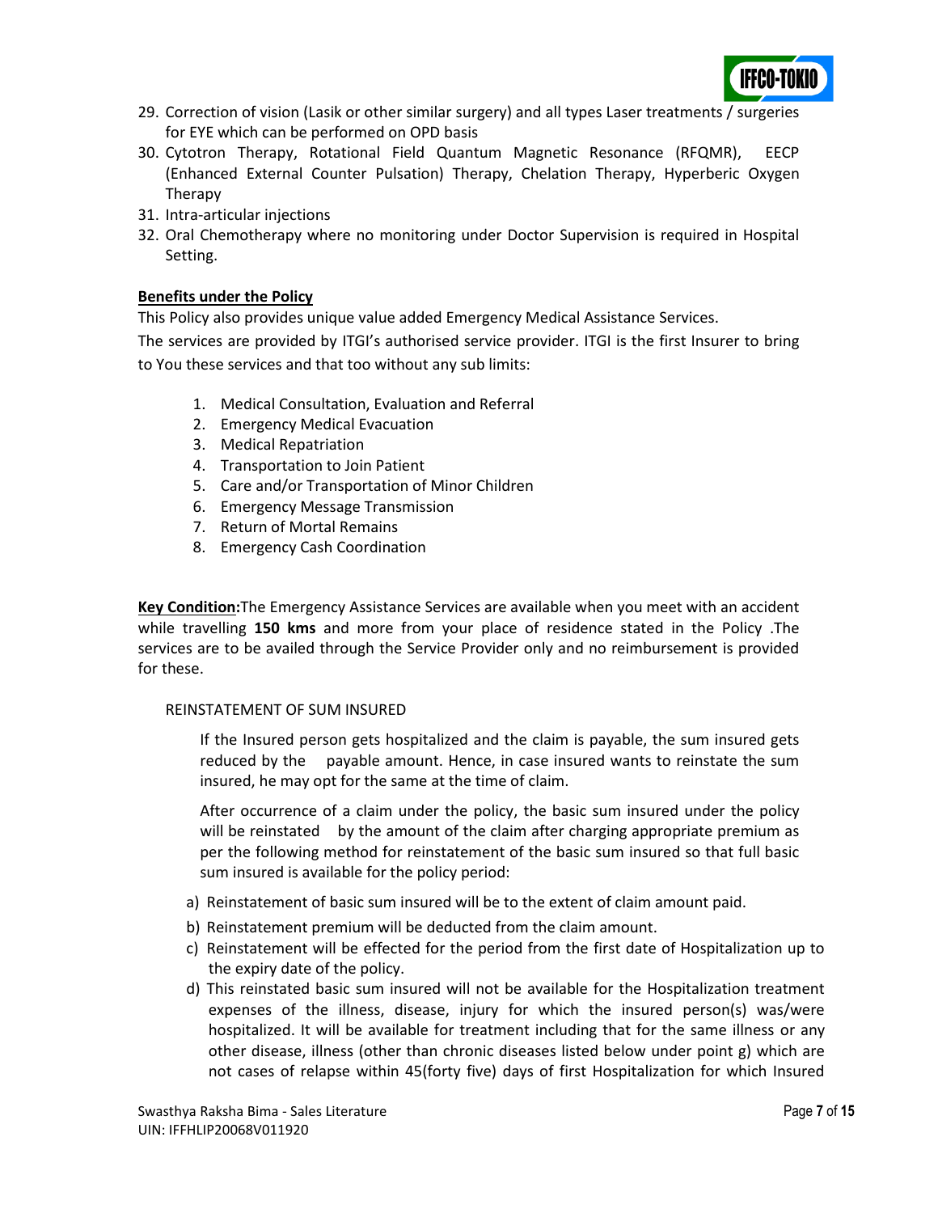29. Correction of vision (Lasik or other similar surgery) and all types Laser treatments / surgeries for EYE which can be performed on OPD basis
30. Cytotron Therapy, Rotational Field Quantum Magnetic Resonance (RFQMR), EECP (Enhanced External Counter Pulsation) Therapy, Chelation Therapy, Hyperberic Oxygen Therapy
31. Intra-articular injections
32. Oral Chemotherapy where no monitoring under Doctor Supervision is required in Hospital Setting.

**Benefits under the Policy**

This Policy also provides unique value added Emergency Medical Assistance Services.

The services are provided by ITGI's authorised service provider. ITGI is the first Insurer to bring to You these services and that too without any sub limits:

1. Medical Consultation, Evaluation and Referral
2. Emergency Medical Evacuation
3. Medical Repatriation
4. Transportation to Join Patient
5. Care and/or Transportation of Minor Children
6. Emergency Message Transmission
7. Return of Mortal Remains
8. Emergency Cash Coordination

**Key Condition:** The Emergency Assistance Services are available when you meet with an accident while travelling **150 kms** and more from your place of residence stated in the Policy .The services are to be availed through the Service Provider only and no reimbursement is provided for these.

REINSTATEMENT OF SUM INSURED

If the Insured person gets hospitalized and the claim is payable, the sum insured gets reduced by the payable amount. Hence, in case insured wants to reinstate the sum insured, he may opt for the same at the time of claim.

After occurrence of a claim under the policy, the basic sum insured under the policy will be reinstated by the amount of the claim after charging appropriate premium as per the following method for reinstatement of the basic sum insured so that full basic sum insured is available for the policy period:

a) Reinstatement of basic sum insured will be to the extent of claim amount paid.
b) Reinstatement premium will be deducted from the claim amount.
c) Reinstatement will be effected for the period from the first date of Hospitalization up to the expiry date of the policy.
d) This reinstated basic sum insured will not be available for the Hospitalization treatment expenses of the illness, disease, injury for which the insured person(s) was/were hospitalized. It will be available for treatment including that for the same illness or any other disease, illness (other than chronic diseases listed below under point g) which are not cases of relapse within 45(forty five) days of first Hospitalization for which Insured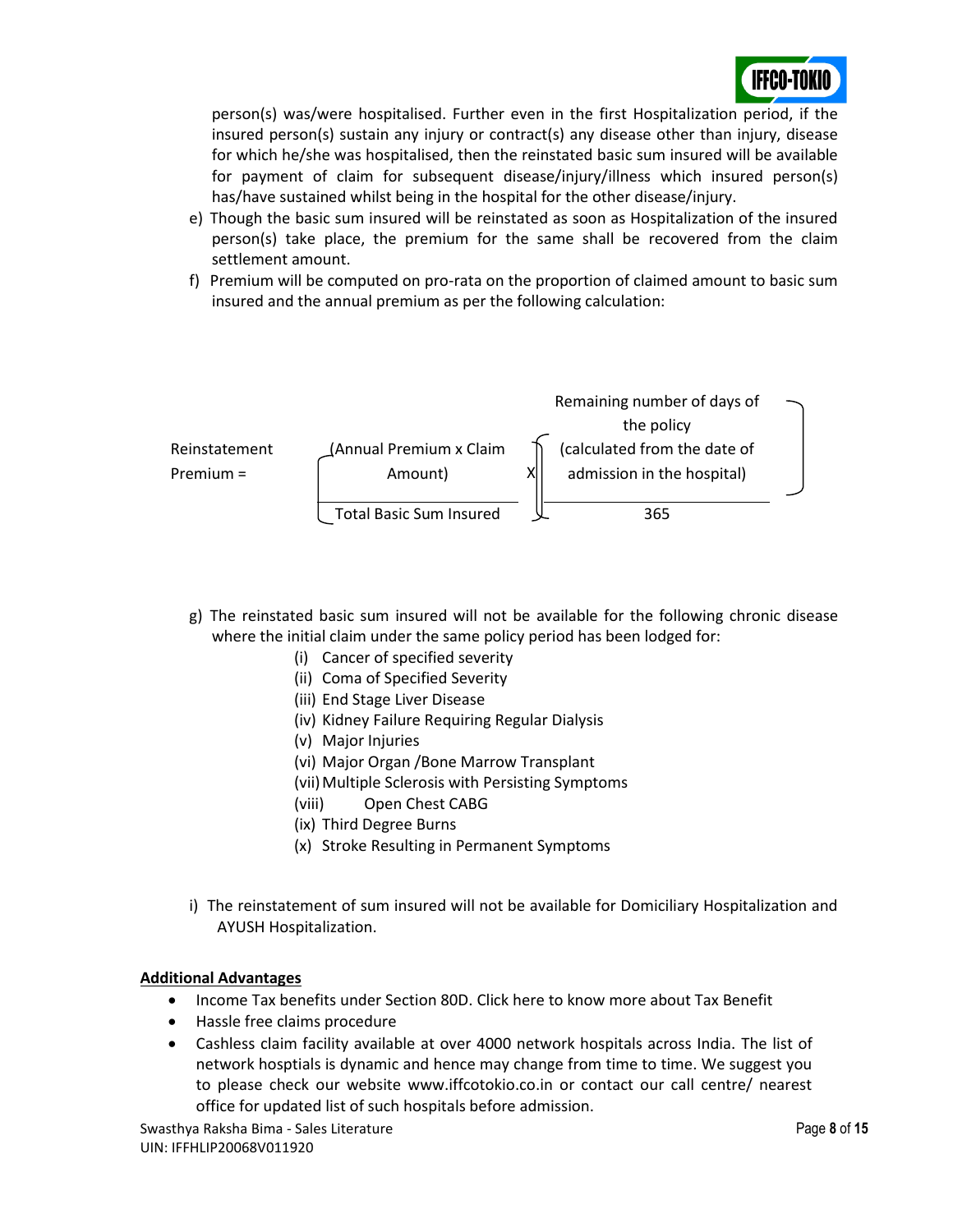person(s) was/were hospitalised. Further even in the first Hospitalization period, if the insured person(s) sustain any injury or contract(s) any disease other than injury, disease for which he/she was hospitalised, then the reinstated basic sum insured will be available for payment of claim for subsequent disease/injury/illness which insured person(s) has/have sustained whilst being in the hospital for the other disease/injury.

e) Though the basic sum insured will be reinstated as soon as Hospitalization of the insured person(s) take place, the premium for the same shall be recovered from the claim settlement amount.

f) Premium will be computed on pro-rata on the proportion of claimed amount to basic sum insured and the annual premium as per the following calculation:

$$\text{Reinstatement Premium} = \left[\frac{\text{(Annual Premium x Claim Amount)}}{\text{Total Basic Sum Insured}}\right] \times \left[\frac{\text{Remaining number of days of the policy (calculated from the date of admission in the hospital)}}{365}\right]$$

g) The reinstated basic sum insured will not be available for the following chronic disease where the initial claim under the same policy period has been lodged for:

(i) Cancer of specified severity
(ii) Coma of Specified Severity
(iii) End Stage Liver Disease
(iv) Kidney Failure Requiring Regular Dialysis
(v) Major Injuries
(vi) Major Organ /Bone Marrow Transplant
(vii) Multiple Sclerosis with Persisting Symptoms
(viii) Open Chest CABG
(ix) Third Degree Burns
(x) Stroke Resulting in Permanent Symptoms

i) The reinstatement of sum insured will not be available for Domiciliary Hospitalization and AYUSH Hospitalization.

## Additional Advantages

- Income Tax benefits under Section 80D. Click here to know more about Tax Benefit
- Hassle free claims procedure
- Cashless claim facility available at over 4000 network hospitals across India. The list of network hosptials is dynamic and hence may change from time to time. We suggest you to please check our website www.iffcotokio.co.in or contact our call centre/ nearest office for updated list of such hospitals before admission.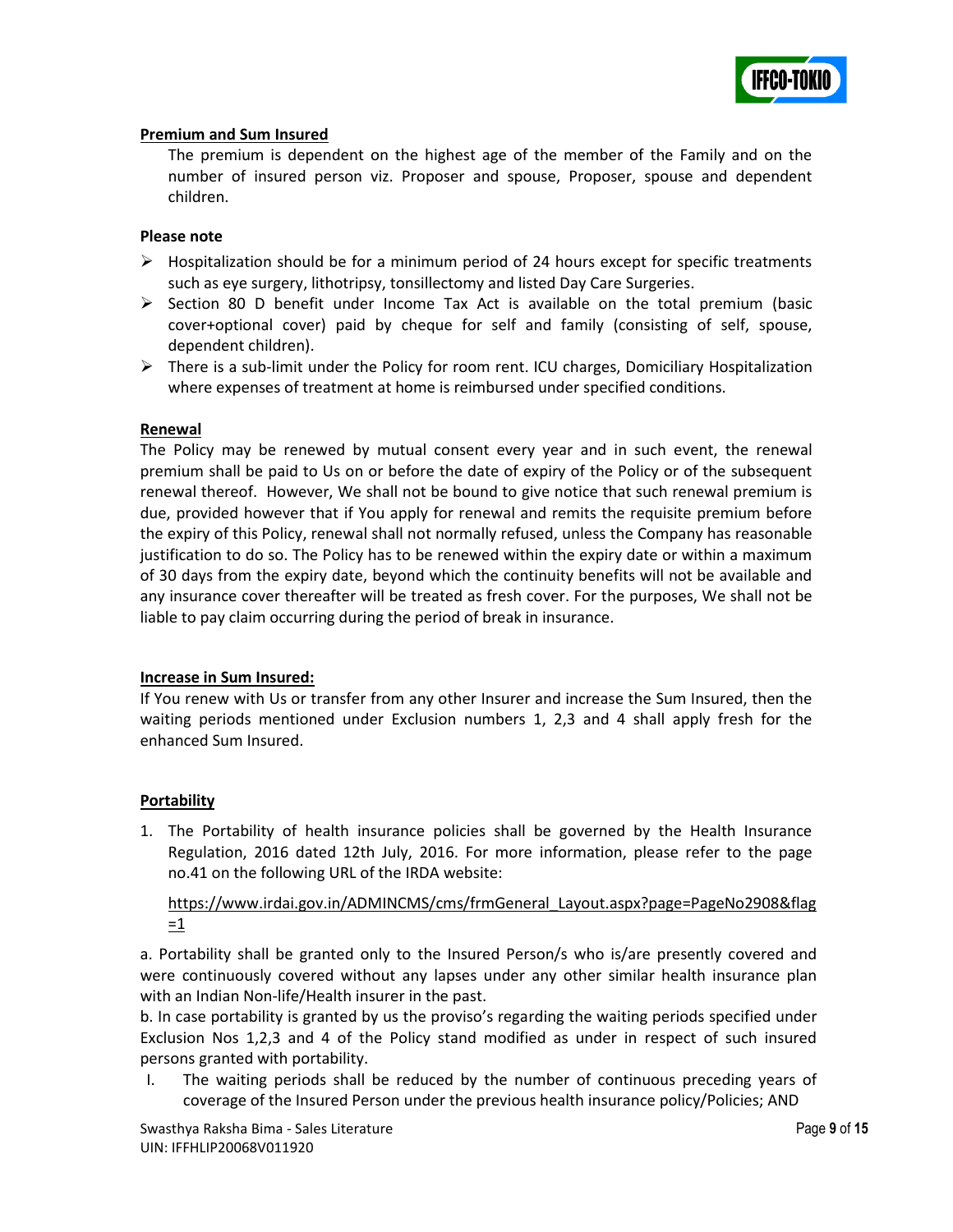## Premium and Sum Insured

The premium is dependent on the highest age of the member of the Family and on the number of insured person viz. Proposer and spouse, Proposer, spouse and dependent children.

**Please note**

- Hospitalization should be for a minimum period of 24 hours except for specific treatments such as eye surgery, lithotripsy, tonsillectomy and listed Day Care Surgeries.
- Section 80 D benefit under Income Tax Act is available on the total premium (basic cover+optional cover) paid by cheque for self and family (consisting of self, spouse, dependent children).
- There is a sub-limit under the Policy for room rent. ICU charges, Domiciliary Hospitalization where expenses of treatment at home is reimbursed under specified conditions.

## Renewal

The Policy may be renewed by mutual consent every year and in such event, the renewal premium shall be paid to Us on or before the date of expiry of the Policy or of the subsequent renewal thereof. However, We shall not be bound to give notice that such renewal premium is due, provided however that if You apply for renewal and remits the requisite premium before the expiry of this Policy, renewal shall not normally refused, unless the Company has reasonable justification to do so. The Policy has to be renewed within the expiry date or within a maximum of 30 days from the expiry date, beyond which the continuity benefits will not be available and any insurance cover thereafter will be treated as fresh cover. For the purposes, We shall not be liable to pay claim occurring during the period of break in insurance.

## Increase in Sum Insured:

If You renew with Us or transfer from any other Insurer and increase the Sum Insured, then the waiting periods mentioned under Exclusion numbers 1, 2,3 and 4 shall apply fresh for the enhanced Sum Insured.

## Portability

1. The Portability of health insurance policies shall be governed by the Health Insurance Regulation, 2016 dated 12th July, 2016. For more information, please refer to the page no.41 on the following URL of the IRDA website:

   https://www.irdai.gov.in/ADMINCMS/cms/frmGeneral_Layout.aspx?page=PageNo2908&flag=1

a. Portability shall be granted only to the Insured Person/s who is/are presently covered and were continuously covered without any lapses under any other similar health insurance plan with an Indian Non-life/Health insurer in the past.

b. In case portability is granted by us the proviso's regarding the waiting periods specified under Exclusion Nos 1,2,3 and 4 of the Policy stand modified as under in respect of such insured persons granted with portability.

I. The waiting periods shall be reduced by the number of continuous preceding years of coverage of the Insured Person under the previous health insurance policy/Policies; AND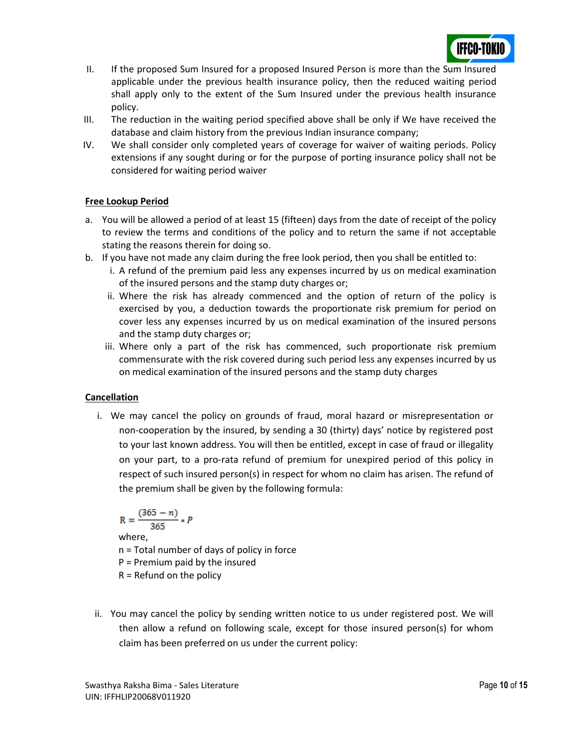II. If the proposed Sum Insured for a proposed Insured Person is more than the Sum Insured applicable under the previous health insurance policy, then the reduced waiting period shall apply only to the extent of the Sum Insured under the previous health insurance policy.

III. The reduction in the waiting period specified above shall be only if We have received the database and claim history from the previous Indian insurance company;

IV. We shall consider only completed years of coverage for waiver of waiting periods. Policy extensions if any sought during or for the purpose of porting insurance policy shall not be considered for waiting period waiver

**Free Lookup Period**

a. You will be allowed a period of at least 15 (fifteen) days from the date of receipt of the policy to review the terms and conditions of the policy and to return the same if not acceptable stating the reasons therein for doing so.

b. If you have not made any claim during the free look period, then you shall be entitled to:

   i. A refund of the premium paid less any expenses incurred by us on medical examination of the insured persons and the stamp duty charges or;

   ii. Where the risk has already commenced and the option of return of the policy is exercised by you, a deduction towards the proportionate risk premium for period on cover less any expenses incurred by us on medical examination of the insured persons and the stamp duty charges or;

   iii. Where only a part of the risk has commenced, such proportionate risk premium commensurate with the risk covered during such period less any expenses incurred by us on medical examination of the insured persons and the stamp duty charges

**Cancellation**

i. We may cancel the policy on grounds of fraud, moral hazard or misrepresentation or non-cooperation by the insured, by sending a 30 (thirty) days' notice by registered post to your last known address. You will then be entitled, except in case of fraud or illegality on your part, to a pro-rata refund of premium for unexpired period of this policy in respect of such insured person(s) in respect for whom no claim has arisen. The refund of the premium shall be given by the following formula:

$$R = \frac{(365 - n)}{365} * P$$

where,
n = Total number of days of policy in force
P = Premium paid by the insured
R = Refund on the policy

ii. You may cancel the policy by sending written notice to us under registered post. We will then allow a refund on following scale, except for those insured person(s) for whom claim has been preferred on us under the current policy: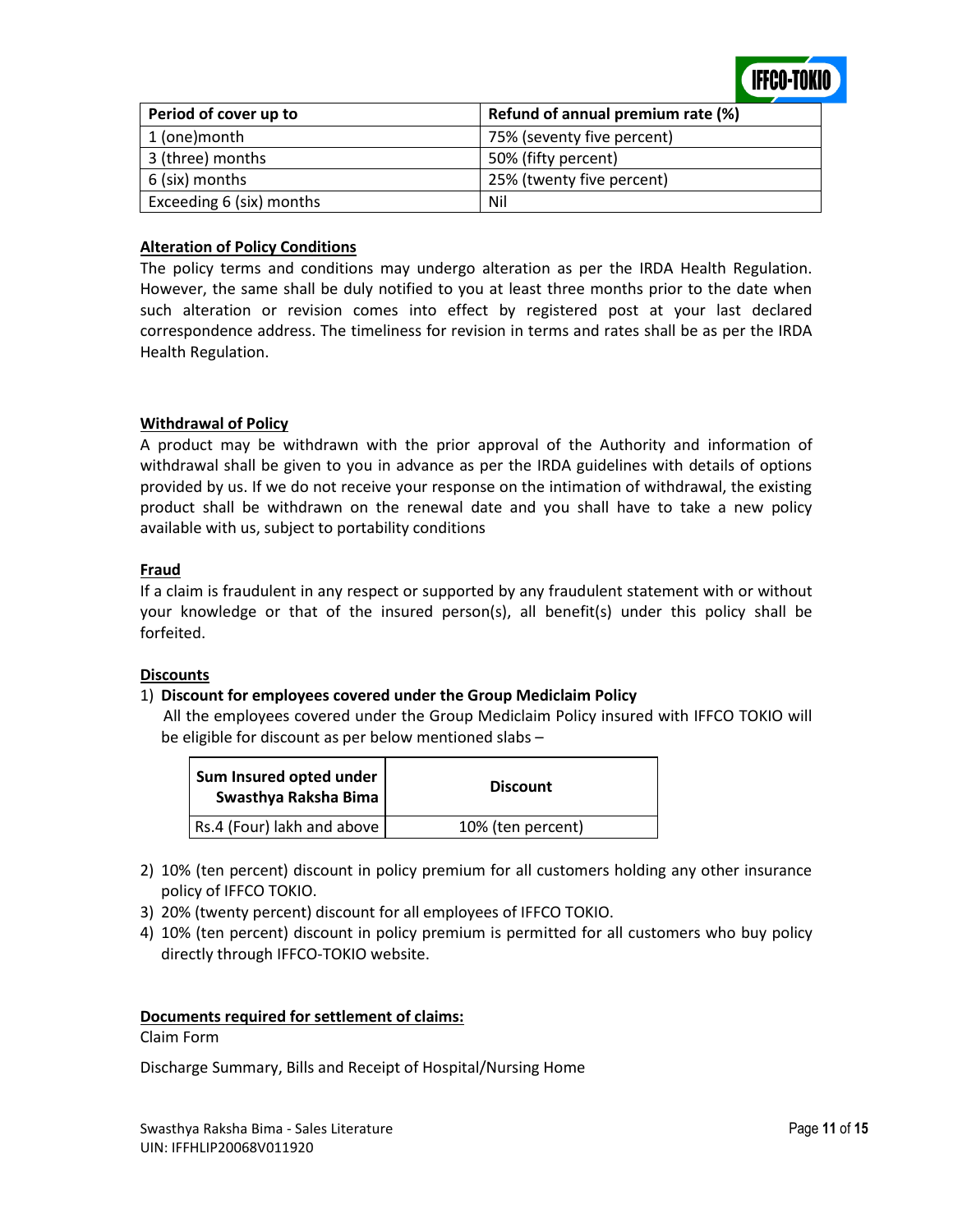| Period of cover up to | Refund of annual premium rate (%) |
|---|---|
| 1 (one)month | 75% (seventy five percent) |
| 3 (three) months | 50% (fifty percent) |
| 6 (six) months | 25% (twenty five percent) |
| Exceeding 6 (six) months | Nil |

**Alteration of Policy Conditions**

The policy terms and conditions may undergo alteration as per the IRDA Health Regulation. However, the same shall be duly notified to you at least three months prior to the date when such alteration or revision comes into effect by registered post at your last declared correspondence address. The timeliness for revision in terms and rates shall be as per the IRDA Health Regulation.

**Withdrawal of Policy**

A product may be withdrawn with the prior approval of the Authority and information of withdrawal shall be given to you in advance as per the IRDA guidelines with details of options provided by us. If we do not receive your response on the intimation of withdrawal, the existing product shall be withdrawn on the renewal date and you shall have to take a new policy available with us, subject to portability conditions

**Fraud**

If a claim is fraudulent in any respect or supported by any fraudulent statement with or without your knowledge or that of the insured person(s), all benefit(s) under this policy shall be forfeited.

**Discounts**

1) **Discount for employees covered under the Group Mediclaim Policy**
   All the employees covered under the Group Mediclaim Policy insured with IFFCO TOKIO will be eligible for discount as per below mentioned slabs –

| Sum Insured opted under Swasthya Raksha Bima | Discount |
|---|---|
| Rs.4 (Four) lakh and above | 10% (ten percent) |

2) 10% (ten percent) discount in policy premium for all customers holding any other insurance policy of IFFCO TOKIO.
3) 20% (twenty percent) discount for all employees of IFFCO TOKIO.
4) 10% (ten percent) discount in policy premium is permitted for all customers who buy policy directly through IFFCO-TOKIO website.

**Documents required for settlement of claims:**

Claim Form

Discharge Summary, Bills and Receipt of Hospital/Nursing Home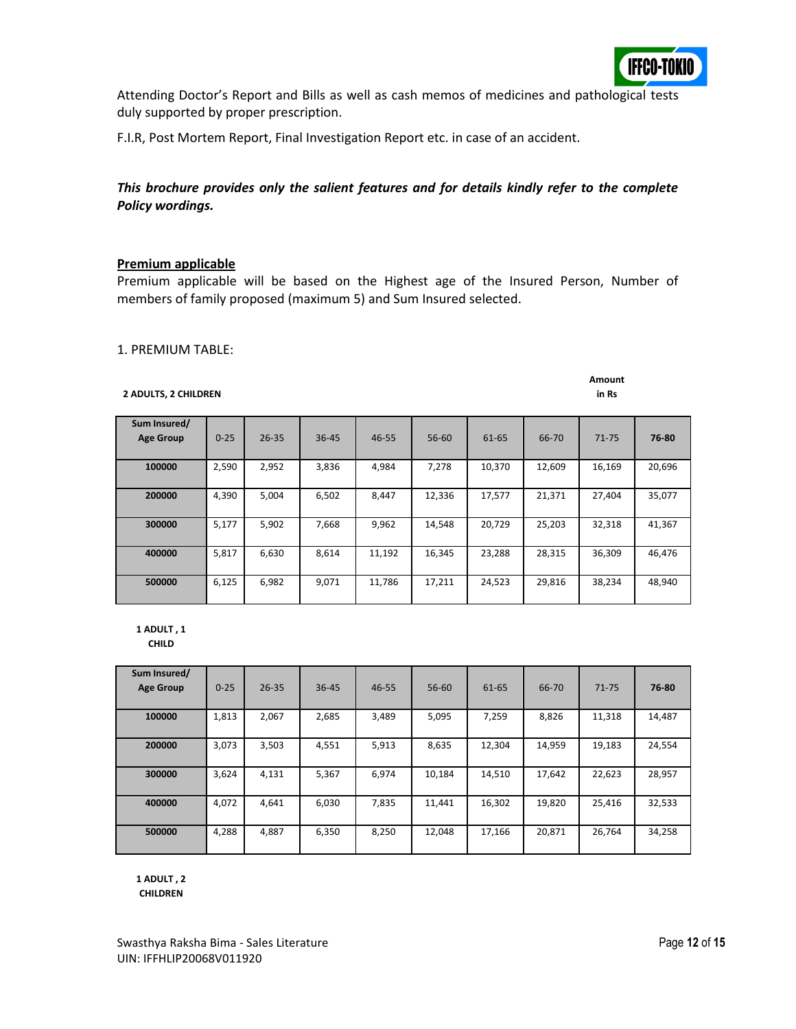Attending Doctor's Report and Bills as well as cash memos of medicines and pathological tests duly supported by proper prescription.

F.I.R, Post Mortem Report, Final Investigation Report etc. in case of an accident.

***This brochure provides only the salient features and for details kindly refer to the complete Policy wordings.***

**Premium applicable**

Premium applicable will be based on the Highest age of the Insured Person, Number of members of family proposed (maximum 5) and Sum Insured selected.

1. PREMIUM TABLE:

**2 ADULTS, 2 CHILDREN**

**Amount in Rs**

| Sum Insured/ Age Group | 0-25 | 26-35 | 36-45 | 46-55 | 56-60 | 61-65 | 66-70 | 71-75 | 76-80 |
|---|---|---|---|---|---|---|---|---|---|
| **100000** | 2,590 | 2,952 | 3,836 | 4,984 | 7,278 | 10,370 | 12,609 | 16,169 | 20,696 |
| **200000** | 4,390 | 5,004 | 6,502 | 8,447 | 12,336 | 17,577 | 21,371 | 27,404 | 35,077 |
| **300000** | 5,177 | 5,902 | 7,668 | 9,962 | 14,548 | 20,729 | 25,203 | 32,318 | 41,367 |
| **400000** | 5,817 | 6,630 | 8,614 | 11,192 | 16,345 | 23,288 | 28,315 | 36,309 | 46,476 |
| **500000** | 6,125 | 6,982 | 9,071 | 11,786 | 17,211 | 24,523 | 29,816 | 38,234 | 48,940 |

**1 ADULT , 1 CHILD**

| Sum Insured/ Age Group | 0-25 | 26-35 | 36-45 | 46-55 | 56-60 | 61-65 | 66-70 | 71-75 | 76-80 |
|---|---|---|---|---|---|---|---|---|---|
| **100000** | 1,813 | 2,067 | 2,685 | 3,489 | 5,095 | 7,259 | 8,826 | 11,318 | 14,487 |
| **200000** | 3,073 | 3,503 | 4,551 | 5,913 | 8,635 | 12,304 | 14,959 | 19,183 | 24,554 |
| **300000** | 3,624 | 4,131 | 5,367 | 6,974 | 10,184 | 14,510 | 17,642 | 22,623 | 28,957 |
| **400000** | 4,072 | 4,641 | 6,030 | 7,835 | 11,441 | 16,302 | 19,820 | 25,416 | 32,533 |
| **500000** | 4,288 | 4,887 | 6,350 | 8,250 | 12,048 | 17,166 | 20,871 | 26,764 | 34,258 |

**1 ADULT , 2 CHILDREN**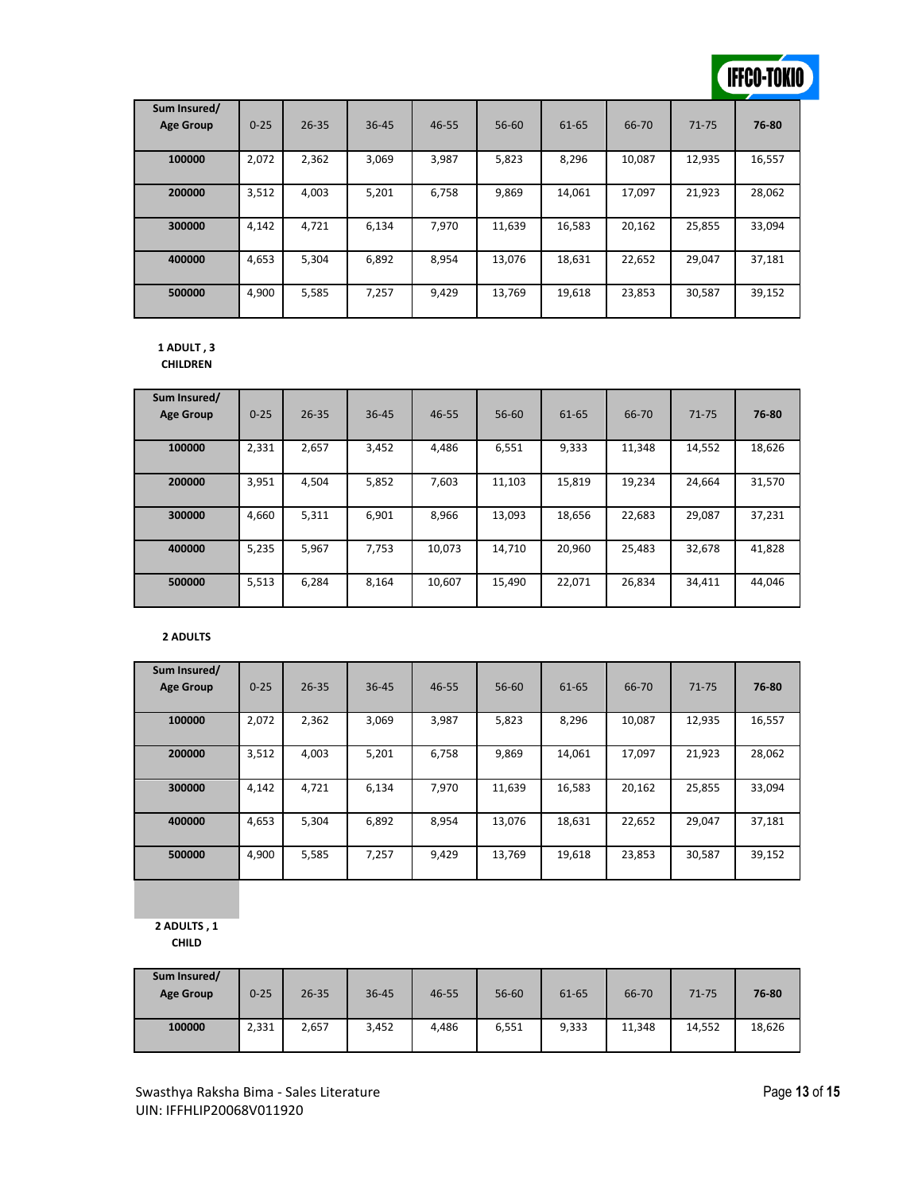| Sum Insured/ Age Group | 0-25 | 26-35 | 36-45 | 46-55 | 56-60 | 61-65 | 66-70 | 71-75 | 76-80 |
|---|---|---|---|---|---|---|---|---|---|
| 100000 | 2,072 | 2,362 | 3,069 | 3,987 | 5,823 | 8,296 | 10,087 | 12,935 | 16,557 |
| 200000 | 3,512 | 4,003 | 5,201 | 6,758 | 9,869 | 14,061 | 17,097 | 21,923 | 28,062 |
| 300000 | 4,142 | 4,721 | 6,134 | 7,970 | 11,639 | 16,583 | 20,162 | 25,855 | 33,094 |
| 400000 | 4,653 | 5,304 | 6,892 | 8,954 | 13,076 | 18,631 | 22,652 | 29,047 | 37,181 |
| 500000 | 4,900 | 5,585 | 7,257 | 9,429 | 13,769 | 19,618 | 23,853 | 30,587 | 39,152 |

**1 ADULT , 3 CHILDREN**

| Sum Insured/ Age Group | 0-25 | 26-35 | 36-45 | 46-55 | 56-60 | 61-65 | 66-70 | 71-75 | 76-80 |
|---|---|---|---|---|---|---|---|---|---|
| 100000 | 2,331 | 2,657 | 3,452 | 4,486 | 6,551 | 9,333 | 11,348 | 14,552 | 18,626 |
| 200000 | 3,951 | 4,504 | 5,852 | 7,603 | 11,103 | 15,819 | 19,234 | 24,664 | 31,570 |
| 300000 | 4,660 | 5,311 | 6,901 | 8,966 | 13,093 | 18,656 | 22,683 | 29,087 | 37,231 |
| 400000 | 5,235 | 5,967 | 7,753 | 10,073 | 14,710 | 20,960 | 25,483 | 32,678 | 41,828 |
| 500000 | 5,513 | 6,284 | 8,164 | 10,607 | 15,490 | 22,071 | 26,834 | 34,411 | 44,046 |

**2 ADULTS**

| Sum Insured/ Age Group | 0-25 | 26-35 | 36-45 | 46-55 | 56-60 | 61-65 | 66-70 | 71-75 | 76-80 |
|---|---|---|---|---|---|---|---|---|---|
| 100000 | 2,072 | 2,362 | 3,069 | 3,987 | 5,823 | 8,296 | 10,087 | 12,935 | 16,557 |
| 200000 | 3,512 | 4,003 | 5,201 | 6,758 | 9,869 | 14,061 | 17,097 | 21,923 | 28,062 |
| 300000 | 4,142 | 4,721 | 6,134 | 7,970 | 11,639 | 16,583 | 20,162 | 25,855 | 33,094 |
| 400000 | 4,653 | 5,304 | 6,892 | 8,954 | 13,076 | 18,631 | 22,652 | 29,047 | 37,181 |
| 500000 | 4,900 | 5,585 | 7,257 | 9,429 | 13,769 | 19,618 | 23,853 | 30,587 | 39,152 |

**2 ADULTS , 1 CHILD**

| Sum Insured/ Age Group | 0-25 | 26-35 | 36-45 | 46-55 | 56-60 | 61-65 | 66-70 | 71-75 | 76-80 |
|---|---|---|---|---|---|---|---|---|---|
| 100000 | 2,331 | 2,657 | 3,452 | 4,486 | 6,551 | 9,333 | 11,348 | 14,552 | 18,626 |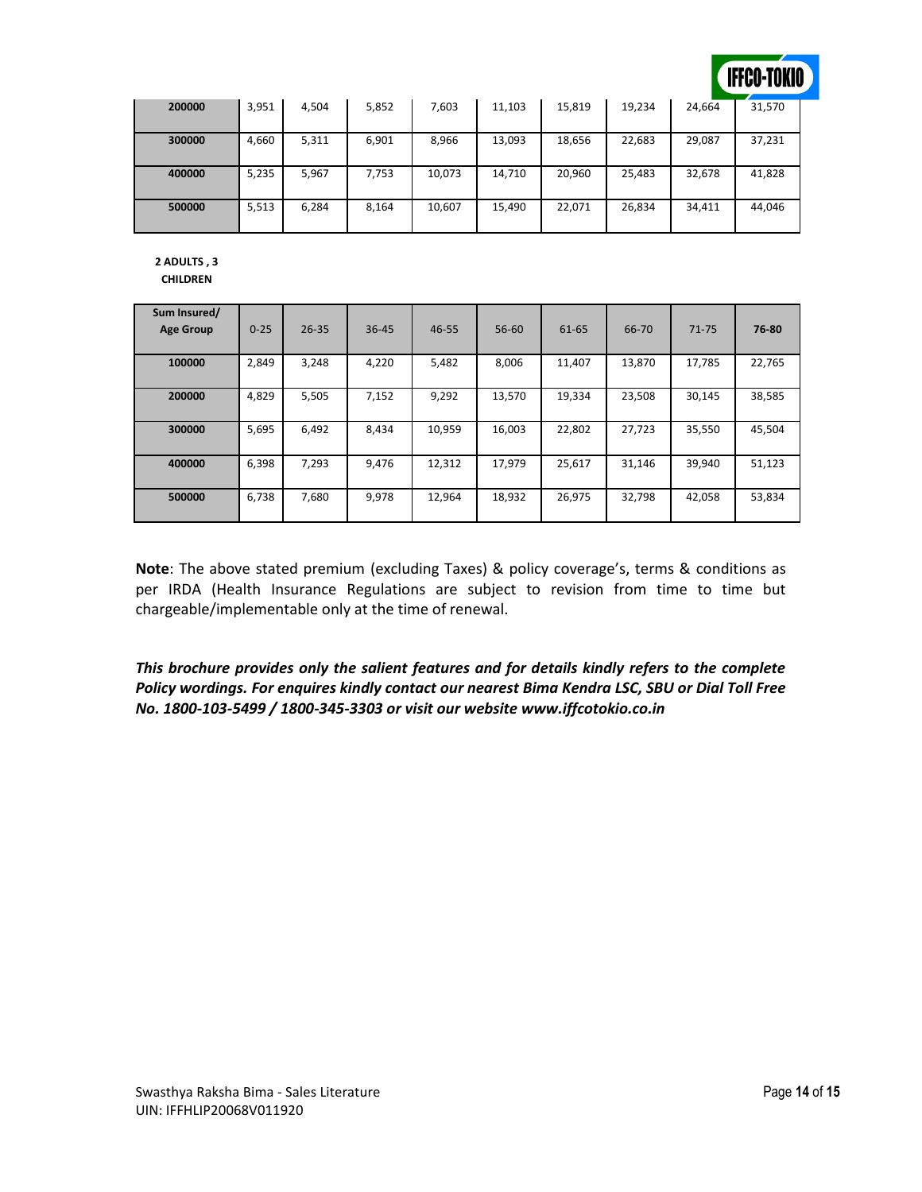| | | | | | | | | | |
|---|---|---|---|---|---|---|---|---|---|
| **200000** | 3,951 | 4,504 | 5,852 | 7,603 | 11,103 | 15,819 | 19,234 | 24,664 | 31,570 |
| **300000** | 4,660 | 5,311 | 6,901 | 8,966 | 13,093 | 18,656 | 22,683 | 29,087 | 37,231 |
| **400000** | 5,235 | 5,967 | 7,753 | 10,073 | 14,710 | 20,960 | 25,483 | 32,678 | 41,828 |
| **500000** | 5,513 | 6,284 | 8,164 | 10,607 | 15,490 | 22,071 | 26,834 | 34,411 | 44,046 |

**2 ADULTS , 3 CHILDREN**

| Sum Insured/ Age Group | 0-25 | 26-35 | 36-45 | 46-55 | 56-60 | 61-65 | 66-70 | 71-75 | 76-80 |
|---|---|---|---|---|---|---|---|---|---|
| **100000** | 2,849 | 3,248 | 4,220 | 5,482 | 8,006 | 11,407 | 13,870 | 17,785 | 22,765 |
| **200000** | 4,829 | 5,505 | 7,152 | 9,292 | 13,570 | 19,334 | 23,508 | 30,145 | 38,585 |
| **300000** | 5,695 | 6,492 | 8,434 | 10,959 | 16,003 | 22,802 | 27,723 | 35,550 | 45,504 |
| **400000** | 6,398 | 7,293 | 9,476 | 12,312 | 17,979 | 25,617 | 31,146 | 39,940 | 51,123 |
| **500000** | 6,738 | 7,680 | 9,978 | 12,964 | 18,932 | 26,975 | 32,798 | 42,058 | 53,834 |

**Note**: The above stated premium (excluding Taxes) & policy coverage's, terms & conditions as per IRDA (Health Insurance Regulations are subject to revision from time to time but chargeable/implementable only at the time of renewal.

***This brochure provides only the salient features and for details kindly refers to the complete Policy wordings. For enquires kindly contact our nearest Bima Kendra LSC, SBU or Dial Toll Free No. 1800-103-5499 / 1800-345-3303 or visit our website www.iffcotokio.co.in***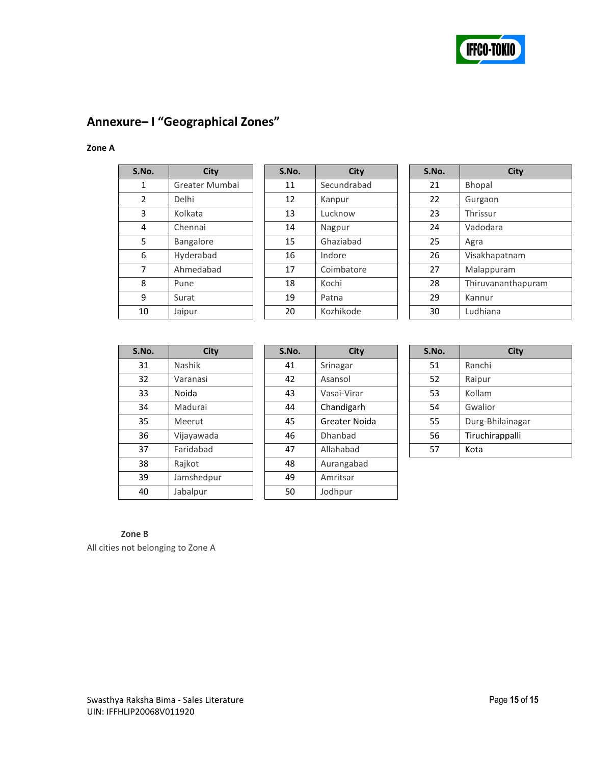## Annexure– I "Geographical Zones"

**Zone A**

| S.No. | City |
|---|---|
| 1 | Greater Mumbai |
| 2 | Delhi |
| 3 | Kolkata |
| 4 | Chennai |
| 5 | Bangalore |
| 6 | Hyderabad |
| 7 | Ahmedabad |
| 8 | Pune |
| 9 | Surat |
| 10 | Jaipur |

| S.No. | City |
|---|---|
| 11 | Secundrabad |
| 12 | Kanpur |
| 13 | Lucknow |
| 14 | Nagpur |
| 15 | Ghaziabad |
| 16 | Indore |
| 17 | Coimbatore |
| 18 | Kochi |
| 19 | Patna |
| 20 | Kozhikode |

| S.No. | City |
|---|---|
| 21 | Bhopal |
| 22 | Gurgaon |
| 23 | Thrissur |
| 24 | Vadodara |
| 25 | Agra |
| 26 | Visakhapatnam |
| 27 | Malappuram |
| 28 | Thiruvananthapuram |
| 29 | Kannur |
| 30 | Ludhiana |

| S.No. | City |
|---|---|
| 31 | Nashik |
| 32 | Varanasi |
| 33 | Noida |
| 34 | Madurai |
| 35 | Meerut |
| 36 | Vijayawada |
| 37 | Faridabad |
| 38 | Rajkot |
| 39 | Jamshedpur |
| 40 | Jabalpur |

| S.No. | City |
|---|---|
| 41 | Srinagar |
| 42 | Asansol |
| 43 | Vasai-Virar |
| 44 | Chandigarh |
| 45 | Greater Noida |
| 46 | Dhanbad |
| 47 | Allahabad |
| 48 | Aurangabad |
| 49 | Amritsar |
| 50 | Jodhpur |

| S.No. | City |
|---|---|
| 51 | Ranchi |
| 52 | Raipur |
| 53 | Kollam |
| 54 | Gwalior |
| 55 | Durg-Bhilainagar |
| 56 | Tiruchirappalli |
| 57 | Kota |

**Zone B**

All cities not belonging to Zone A

Swasthya Raksha Bima - Sales Literature
UIN: IFFHLIP20068V011920